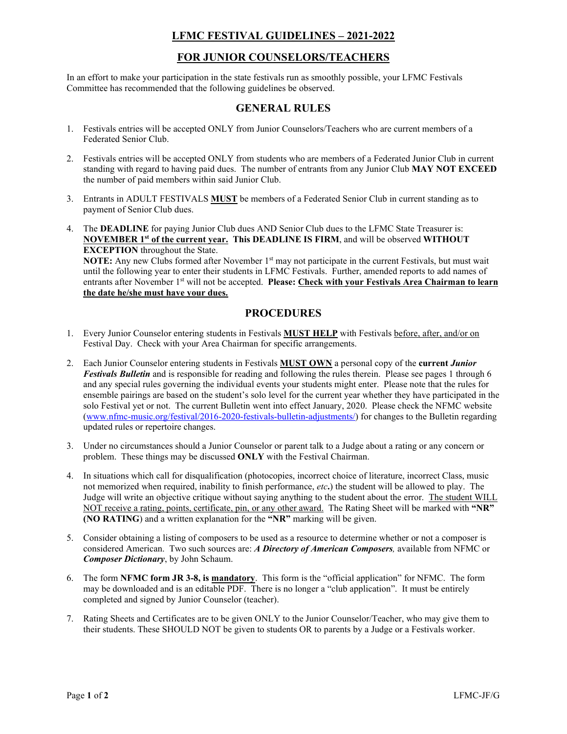# LFMC FESTIVAL GUIDELINES – 2021-2022

## FOR JUNIOR COUNSELORS/TEACHERS

In an effort to make your participation in the state festivals run as smoothly possible, your LFMC Festivals Committee has recommended that the following guidelines be observed.

## GENERAL RULES

1. Festivals entries will be accepted ONLY from Junior Counselors/Teachers who are current members of a Federated Senior Club.
2. Festivals entries will be accepted ONLY from students who are members of a Federated Junior Club in current standing with regard to having paid dues. The number of entrants from any Junior Club **MAY NOT EXCEED** the number of paid members within said Junior Club.
3. Entrants in ADULT FESTIVALS **MUST** be members of a Federated Senior Club in current standing as to payment of Senior Club dues.
4. The **DEADLINE** for paying Junior Club dues AND Senior Club dues to the LFMC State Treasurer is: **NOVEMBER 1st of the current year. This DEADLINE IS FIRM**, and will be observed **WITHOUT EXCEPTION** throughout the State.
   **NOTE:** Any new Clubs formed after November 1st may not participate in the current Festivals, but must wait until the following year to enter their students in LFMC Festivals. Further, amended reports to add names of entrants after November 1st will not be accepted. **Please: Check with your Festivals Area Chairman to learn the date he/she must have your dues.**

## PROCEDURES

1. Every Junior Counselor entering students in Festivals **MUST HELP** with Festivals before, after, and/or on Festival Day. Check with your Area Chairman for specific arrangements.
2. Each Junior Counselor entering students in Festivals **MUST OWN** a personal copy of the **current *Junior Festivals Bulletin*** and is responsible for reading and following the rules therein. Please see pages 1 through 6 and any special rules governing the individual events your students might enter. Please note that the rules for ensemble pairings are based on the student's solo level for the current year whether they have participated in the solo Festival yet or not. The current Bulletin went into effect January, 2020. Please check the NFMC website (www.nfmc-music.org/festival/2016-2020-festivals-bulletin-adjustments/) for changes to the Bulletin regarding updated rules or repertoire changes.
3. Under no circumstances should a Junior Counselor or parent talk to a Judge about a rating or any concern or problem. These things may be discussed **ONLY** with the Festival Chairman.
4. In situations which call for disqualification (photocopies, incorrect choice of literature, incorrect Class, music not memorized when required, inability to finish performance, *etc***.**) the student will be allowed to play. The Judge will write an objective critique without saying anything to the student about the error. The student WILL NOT receive a rating, points, certificate, pin, or any other award. The Rating Sheet will be marked with **"NR" (NO RATING)** and a written explanation for the **"NR"** marking will be given.
5. Consider obtaining a listing of composers to be used as a resource to determine whether or not a composer is considered American. Two such sources are: ***A Directory of American Composers,*** available from NFMC or ***Composer Dictionary***, by John Schaum.
6. The form **NFMC form JR 3-8, is mandatory**. This form is the "official application" for NFMC. The form may be downloaded and is an editable PDF. There is no longer a "club application". It must be entirely completed and signed by Junior Counselor (teacher).
7. Rating Sheets and Certificates are to be given ONLY to the Junior Counselor/Teacher, who may give them to their students. These SHOULD NOT be given to students OR to parents by a Judge or a Festivals worker.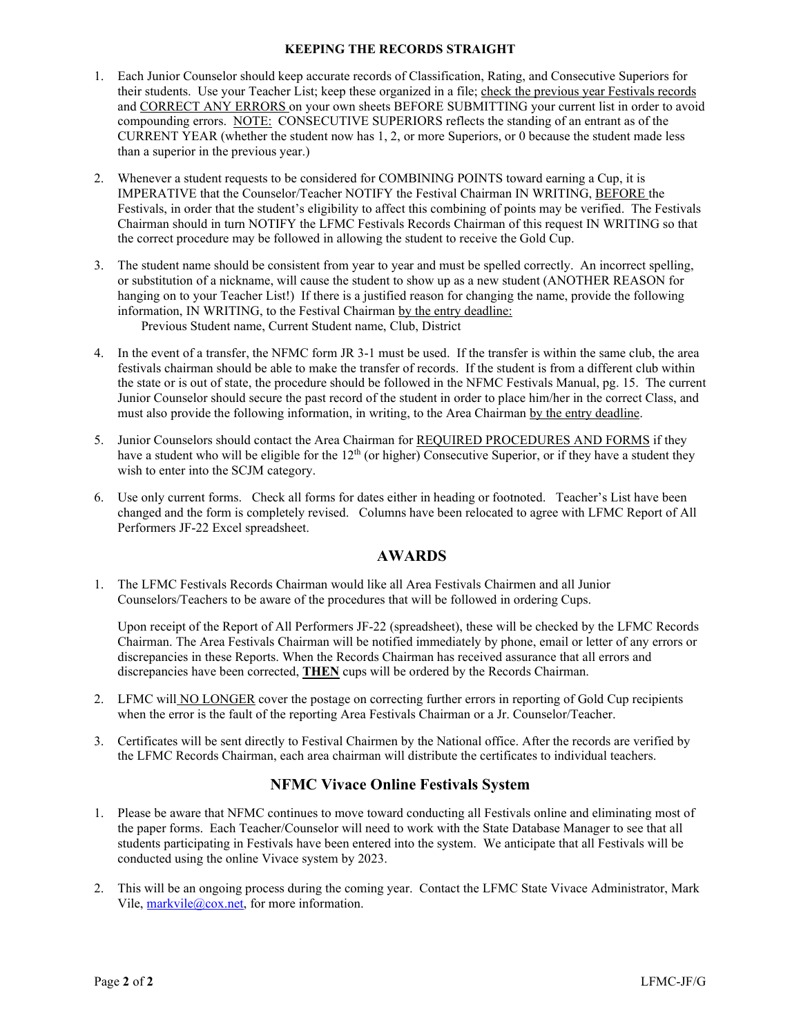## KEEPING THE RECORDS STRAIGHT

1. Each Junior Counselor should keep accurate records of Classification, Rating, and Consecutive Superiors for their students. Use your Teacher List; keep these organized in a file; check the previous year Festivals records and CORRECT ANY ERRORS on your own sheets BEFORE SUBMITTING your current list in order to avoid compounding errors. NOTE: CONSECUTIVE SUPERIORS reflects the standing of an entrant as of the CURRENT YEAR (whether the student now has 1, 2, or more Superiors, or 0 because the student made less than a superior in the previous year.)

2. Whenever a student requests to be considered for COMBINING POINTS toward earning a Cup, it is IMPERATIVE that the Counselor/Teacher NOTIFY the Festival Chairman IN WRITING, BEFORE the Festivals, in order that the student's eligibility to affect this combining of points may be verified. The Festivals Chairman should in turn NOTIFY the LFMC Festivals Records Chairman of this request IN WRITING so that the correct procedure may be followed in allowing the student to receive the Gold Cup.

3. The student name should be consistent from year to year and must be spelled correctly. An incorrect spelling, or substitution of a nickname, will cause the student to show up as a new student (ANOTHER REASON for hanging on to your Teacher List!) If there is a justified reason for changing the name, provide the following information, IN WRITING, to the Festival Chairman by the entry deadline:

   Previous Student name, Current Student name, Club, District

4. In the event of a transfer, the NFMC form JR 3-1 must be used. If the transfer is within the same club, the area festivals chairman should be able to make the transfer of records. If the student is from a different club within the state or is out of state, the procedure should be followed in the NFMC Festivals Manual, pg. 15. The current Junior Counselor should secure the past record of the student in order to place him/her in the correct Class, and must also provide the following information, in writing, to the Area Chairman by the entry deadline.

5. Junior Counselors should contact the Area Chairman for REQUIRED PROCEDURES AND FORMS if they have a student who will be eligible for the 12th (or higher) Consecutive Superior, or if they have a student they wish to enter into the SCJM category.

6. Use only current forms. Check all forms for dates either in heading or footnoted. Teacher's List have been changed and the form is completely revised. Columns have been relocated to agree with LFMC Report of All Performers JF-22 Excel spreadsheet.

## AWARDS

1. The LFMC Festivals Records Chairman would like all Area Festivals Chairmen and all Junior Counselors/Teachers to be aware of the procedures that will be followed in ordering Cups.

   Upon receipt of the Report of All Performers JF-22 (spreadsheet), these will be checked by the LFMC Records Chairman. The Area Festivals Chairman will be notified immediately by phone, email or letter of any errors or discrepancies in these Reports. When the Records Chairman has received assurance that all errors and discrepancies have been corrected, **THEN** cups will be ordered by the Records Chairman.

2. LFMC will NO LONGER cover the postage on correcting further errors in reporting of Gold Cup recipients when the error is the fault of the reporting Area Festivals Chairman or a Jr. Counselor/Teacher.

3. Certificates will be sent directly to Festival Chairmen by the National office. After the records are verified by the LFMC Records Chairman, each area chairman will distribute the certificates to individual teachers.

## NFMC Vivace Online Festivals System

1. Please be aware that NFMC continues to move toward conducting all Festivals online and eliminating most of the paper forms. Each Teacher/Counselor will need to work with the State Database Manager to see that all students participating in Festivals have been entered into the system. We anticipate that all Festivals will be conducted using the online Vivace system by 2023.

2. This will be an ongoing process during the coming year. Contact the LFMC State Vivace Administrator, Mark Vile, markvile@cox.net, for more information.